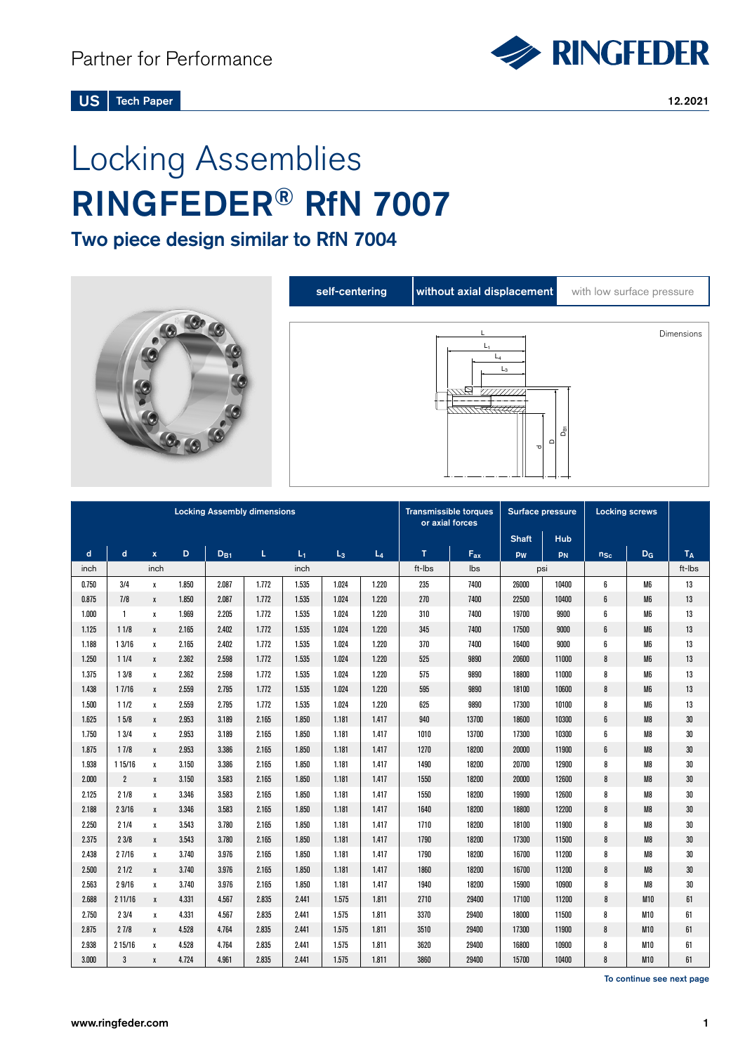Partner for Performance

US Tech Paper

12.2021

# Locking Assemblies

# RINGFEDER® RfN 7007

## Two piece design similar to RfN 7004

self-centering | without axial displacement | with low surface pressure

Dimensions

| Locking Assembly dimensions | | | | | | | | | Transmissible torques or axial forces | | Surface pressure | | Locking screws | | |
|---|---|---|---|---|---|---|---|---|---|---|---|---|---|---|---|
| | | | | | | | | | | | Shaft | Hub | | | |
| d | d | x | D | $D_{B1}$ | L | $L_1$ | $L_3$ | $L_4$ | T | $F_{ax}$ | $p_W$ | $p_N$ | $n_{Sc}$ | $D_G$ | $T_A$ |
| inch | inch | | inch | | | | | | ft-lbs | lbs | psi | | | | ft-lbs |
| 0.750 | 3/4 | x | 1.850 | 2.087 | 1.772 | 1.535 | 1.024 | 1.220 | 235 | 7400 | 26000 | 10400 | 6 | M6 | 13 |
| 0.875 | 7/8 | x | 1.850 | 2.087 | 1.772 | 1.535 | 1.024 | 1.220 | 270 | 7400 | 22500 | 10400 | 6 | M6 | 13 |
| 1.000 | 1 | x | 1.969 | 2.205 | 1.772 | 1.535 | 1.024 | 1.220 | 310 | 7400 | 19700 | 9900 | 6 | M6 | 13 |
| 1.125 | 1 1/8 | x | 2.165 | 2.402 | 1.772 | 1.535 | 1.024 | 1.220 | 345 | 7400 | 17500 | 9000 | 6 | M6 | 13 |
| 1.188 | 1 3/16 | x | 2.165 | 2.402 | 1.772 | 1.535 | 1.024 | 1.220 | 370 | 7400 | 16400 | 9000 | 6 | M6 | 13 |
| 1.250 | 1 1/4 | x | 2.362 | 2.598 | 1.772 | 1.535 | 1.024 | 1.220 | 525 | 9890 | 20600 | 11000 | 8 | M6 | 13 |
| 1.375 | 1 3/8 | x | 2.362 | 2.598 | 1.772 | 1.535 | 1.024 | 1.220 | 575 | 9890 | 18800 | 11000 | 8 | M6 | 13 |
| 1.438 | 1 7/16 | x | 2.559 | 2.795 | 1.772 | 1.535 | 1.024 | 1.220 | 595 | 9890 | 18100 | 10600 | 8 | M6 | 13 |
| 1.500 | 1 1/2 | x | 2.559 | 2.795 | 1.772 | 1.535 | 1.024 | 1.220 | 625 | 9890 | 17300 | 10100 | 8 | M6 | 13 |
| 1.625 | 1 5/8 | x | 2.953 | 3.189 | 2.165 | 1.850 | 1.181 | 1.417 | 940 | 13700 | 18600 | 10300 | 6 | M8 | 30 |
| 1.750 | 1 3/4 | x | 2.953 | 3.189 | 2.165 | 1.850 | 1.181 | 1.417 | 1010 | 13700 | 17300 | 10300 | 6 | M8 | 30 |
| 1.875 | 1 7/8 | x | 2.953 | 3.386 | 2.165 | 1.850 | 1.181 | 1.417 | 1270 | 18200 | 20000 | 11900 | 6 | M8 | 30 |
| 1.938 | 1 15/16 | x | 3.150 | 3.386 | 2.165 | 1.850 | 1.181 | 1.417 | 1490 | 18200 | 20700 | 12900 | 8 | M8 | 30 |
| 2.000 | 2 | x | 3.150 | 3.583 | 2.165 | 1.850 | 1.181 | 1.417 | 1550 | 18200 | 20000 | 12600 | 8 | M8 | 30 |
| 2.125 | 2 1/8 | x | 3.346 | 3.583 | 2.165 | 1.850 | 1.181 | 1.417 | 1550 | 18200 | 19900 | 12600 | 8 | M8 | 30 |
| 2.188 | 2 3/16 | x | 3.346 | 3.583 | 2.165 | 1.850 | 1.181 | 1.417 | 1640 | 18200 | 18800 | 12200 | 8 | M8 | 30 |
| 2.250 | 2 1/4 | x | 3.543 | 3.780 | 2.165 | 1.850 | 1.181 | 1.417 | 1710 | 18200 | 18100 | 11900 | 8 | M8 | 30 |
| 2.375 | 2 3/8 | x | 3.543 | 3.780 | 2.165 | 1.850 | 1.181 | 1.417 | 1790 | 18200 | 17300 | 11500 | 8 | M8 | 30 |
| 2.438 | 2 7/16 | x | 3.740 | 3.976 | 2.165 | 1.850 | 1.181 | 1.417 | 1790 | 18200 | 16700 | 11200 | 8 | M8 | 30 |
| 2.500 | 2 1/2 | x | 3.740 | 3.976 | 2.165 | 1.850 | 1.181 | 1.417 | 1860 | 18200 | 16700 | 11200 | 8 | M8 | 30 |
| 2.563 | 2 9/16 | x | 3.740 | 3.976 | 2.165 | 1.850 | 1.181 | 1.417 | 1940 | 18200 | 15900 | 10900 | 8 | M8 | 30 |
| 2.688 | 2 11/16 | x | 4.331 | 4.567 | 2.835 | 2.441 | 1.575 | 1.811 | 2710 | 29400 | 17100 | 11200 | 8 | M10 | 61 |
| 2.750 | 2 3/4 | x | 4.331 | 4.567 | 2.835 | 2.441 | 1.575 | 1.811 | 3370 | 29400 | 18000 | 11500 | 8 | M10 | 61 |
| 2.875 | 2 7/8 | x | 4.528 | 4.764 | 2.835 | 2.441 | 1.575 | 1.811 | 3510 | 29400 | 17300 | 11900 | 8 | M10 | 61 |
| 2.938 | 2 15/16 | x | 4.528 | 4.764 | 2.835 | 2.441 | 1.575 | 1.811 | 3620 | 29400 | 16800 | 10900 | 8 | M10 | 61 |
| 3.000 | 3 | x | 4.724 | 4.961 | 2.835 | 2.441 | 1.575 | 1.811 | 3860 | 29400 | 15700 | 10400 | 8 | M10 | 61 |

To continue see next page

www.ringfeder.com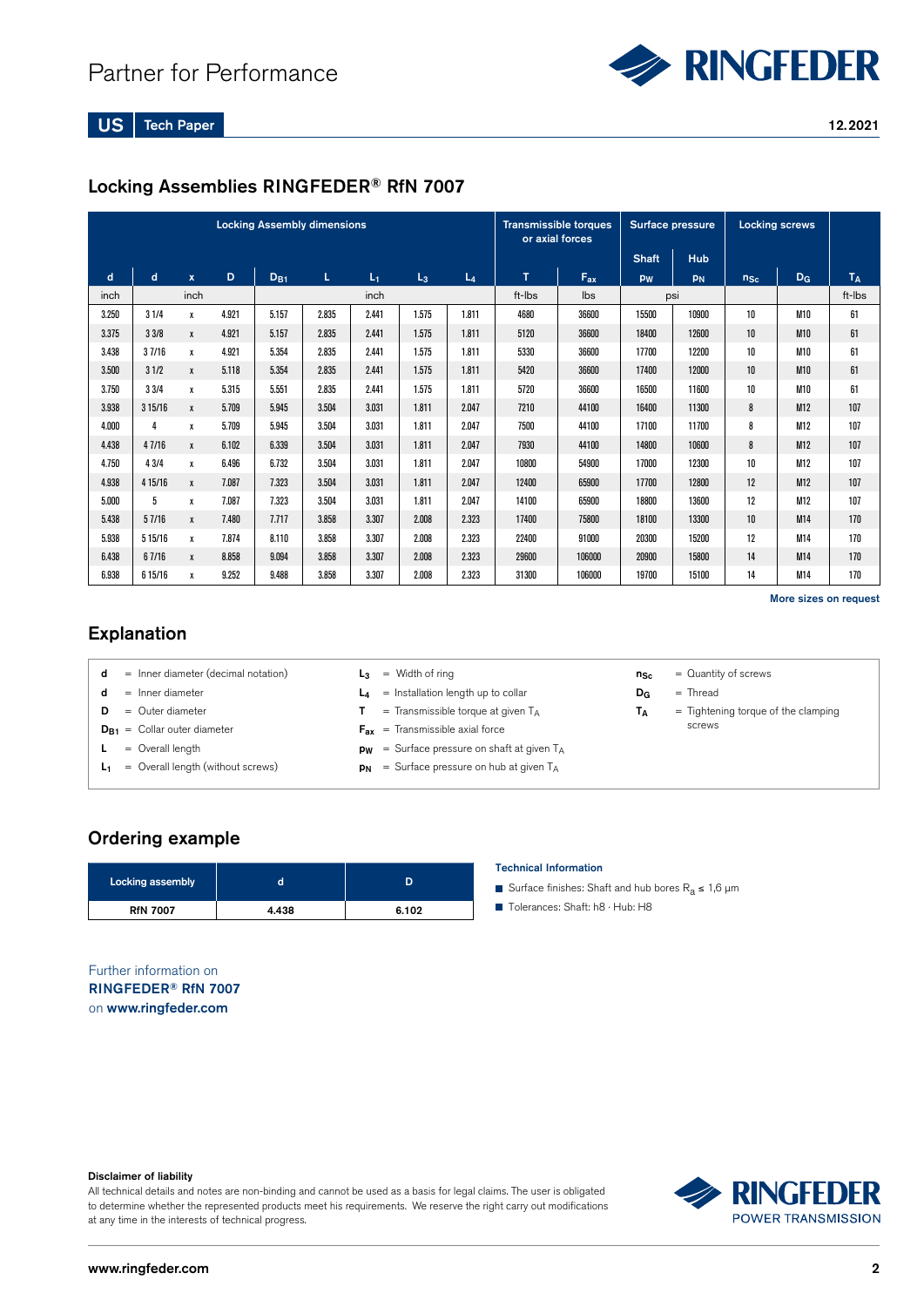Partner for Performance

US Tech Paper

12.2021

## Locking Assemblies RINGFEDER® RfN 7007

| Locking Assembly dimensions | | | | | | | | | Transmissible torques or axial forces | | Surface pressure | | Locking screws | | |
|---|---|---|---|---|---|---|---|---|---|---|---|---|---|---|---|
| | | | | | | | | | | | Shaft | Hub | | | |
| d | d | x | D | $D_{B1}$ | L | $L_1$ | $L_3$ | $L_4$ | T | $F_{ax}$ | $p_W$ | $p_N$ | $n_{Sc}$ | $D_G$ | $T_A$ |
| inch | inch | | | inch | | | | | ft-lbs | lbs | psi | | | | ft-lbs |
| 3.250 | 3 1/4 | x | 4.921 | 5.157 | 2.835 | 2.441 | 1.575 | 1.811 | 4680 | 36600 | 15500 | 10900 | 10 | M10 | 61 |
| 3.375 | 3 3/8 | x | 4.921 | 5.157 | 2.835 | 2.441 | 1.575 | 1.811 | 5120 | 36600 | 18400 | 12600 | 10 | M10 | 61 |
| 3.438 | 3 7/16 | x | 4.921 | 5.354 | 2.835 | 2.441 | 1.575 | 1.811 | 5330 | 36600 | 17700 | 12200 | 10 | M10 | 61 |
| 3.500 | 3 1/2 | x | 5.118 | 5.354 | 2.835 | 2.441 | 1.575 | 1.811 | 5420 | 36600 | 17400 | 12000 | 10 | M10 | 61 |
| 3.750 | 3 3/4 | x | 5.315 | 5.551 | 2.835 | 2.441 | 1.575 | 1.811 | 5720 | 36600 | 16500 | 11600 | 10 | M10 | 61 |
| 3.938 | 3 15/16 | x | 5.709 | 5.945 | 3.504 | 3.031 | 1.811 | 2.047 | 7210 | 44100 | 16400 | 11300 | 8 | M12 | 107 |
| 4.000 | 4 | x | 5.709 | 5.945 | 3.504 | 3.031 | 1.811 | 2.047 | 7500 | 44100 | 17100 | 11700 | 8 | M12 | 107 |
| 4.438 | 4 7/16 | x | 6.102 | 6.339 | 3.504 | 3.031 | 1.811 | 2.047 | 7930 | 44100 | 14800 | 10600 | 8 | M12 | 107 |
| 4.750 | 4 3/4 | x | 6.496 | 6.732 | 3.504 | 3.031 | 1.811 | 2.047 | 10800 | 54900 | 17000 | 12300 | 10 | M12 | 107 |
| 4.938 | 4 15/16 | x | 7.087 | 7.323 | 3.504 | 3.031 | 1.811 | 2.047 | 12400 | 65900 | 17700 | 12800 | 12 | M12 | 107 |
| 5.000 | 5 | x | 7.087 | 7.323 | 3.504 | 3.031 | 1.811 | 2.047 | 14100 | 65900 | 18800 | 13600 | 12 | M12 | 107 |
| 5.438 | 5 7/16 | x | 7.480 | 7.717 | 3.858 | 3.307 | 2.008 | 2.323 | 17400 | 75800 | 18100 | 13300 | 10 | M14 | 170 |
| 5.938 | 5 15/16 | x | 7.874 | 8.110 | 3.858 | 3.307 | 2.008 | 2.323 | 22400 | 91000 | 20300 | 15200 | 12 | M14 | 170 |
| 6.438 | 6 7/16 | x | 8.858 | 9.094 | 3.858 | 3.307 | 2.008 | 2.323 | 29600 | 106000 | 20900 | 15800 | 14 | M14 | 170 |
| 6.938 | 6 15/16 | x | 9.252 | 9.488 | 3.858 | 3.307 | 2.008 | 2.323 | 31300 | 106000 | 19700 | 15100 | 14 | M14 | 170 |

**More sizes on request**

## Explanation

- **d** = Inner diameter (decimal notation)
- **d** = Inner diameter
- **D** = Outer diameter
- $D_{B1}$ = Collar outer diameter
- **L** = Overall length
- $L_1$ = Overall length (without screws)
- $L_3$ = Width of ring
- $L_4$ = Installation length up to collar
- **T** = Transmissible torque at given $T_A$
- $F_{ax}$ = Transmissible axial force
- $p_W$ = Surface pressure on shaft at given $T_A$
- $p_N$ = Surface pressure on hub at given $T_A$
- $n_{Sc}$ = Quantity of screws
- $D_G$ = Thread
- $T_A$ = Tightening torque of the clamping screws

## Ordering example

| Locking assembly | d | D |
|---|---|---|
| RfN 7007 | 4.438 | 6.102 |

**Technical Information**

- Surface finishes: Shaft and hub bores $R_a$ ≤ 1,6 µm
- Tolerances: Shaft: h8 · Hub: H8

Further information on
**RINGFEDER® RfN 7007**
on **www.ringfeder.com**

**Disclaimer of liability**
All technical details and notes are non-binding and cannot be used as a basis for legal claims. The user is obligated to determine whether the represented products meet his requirements. We reserve the right carry out modifications at any time in the interests of technical progress.

RINGFEDER POWER TRANSMISSION